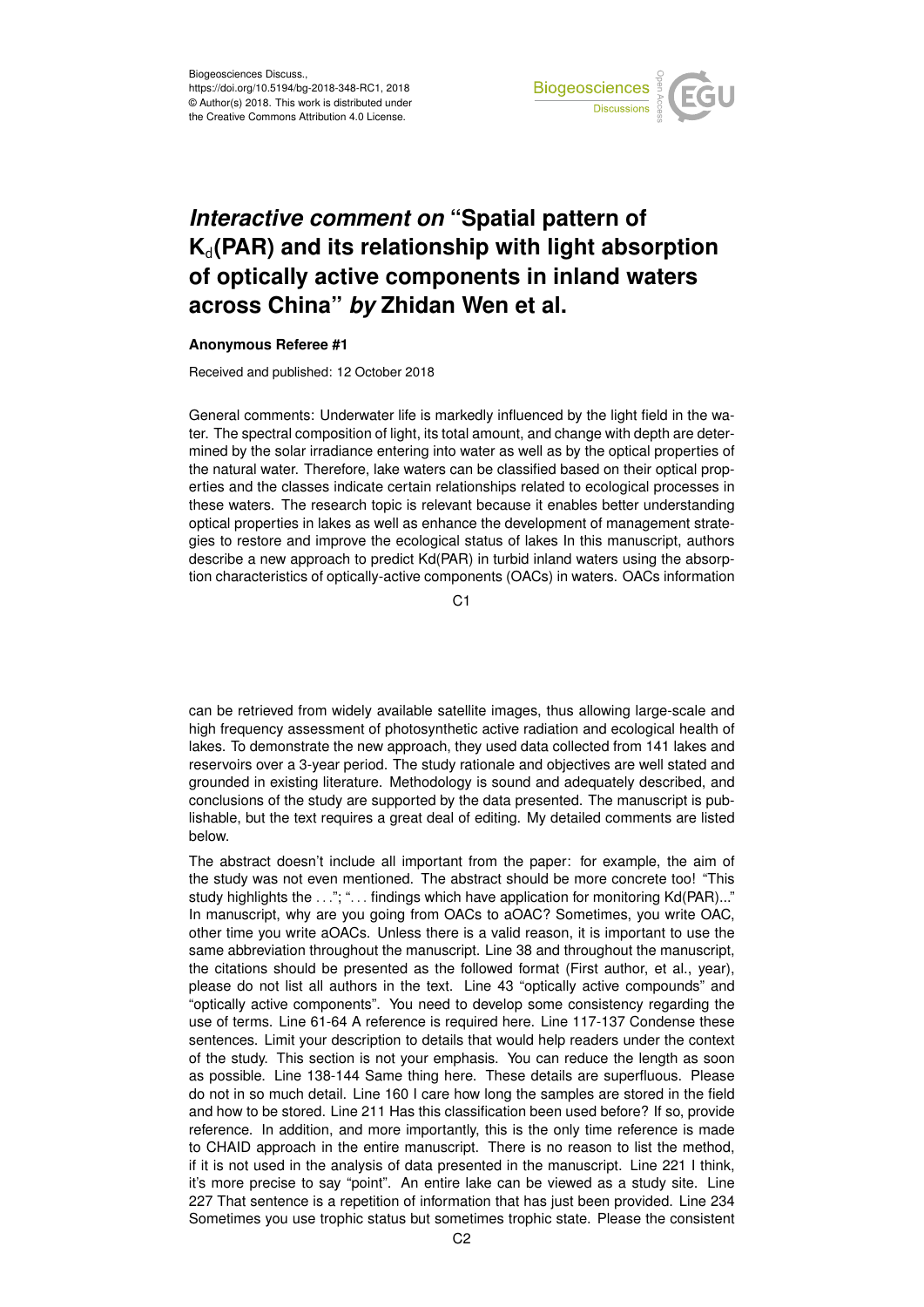# *Interactive comment on* "Spatial pattern of $K_d$(PAR) and its relationship with light absorption of optically active components in inland waters across China" *by* Zhidan Wen et al.

**Anonymous Referee #1**

Received and published: 12 October 2018

General comments: Underwater life is markedly influenced by the light field in the water. The spectral composition of light, its total amount, and change with depth are determined by the solar irradiance entering into water as well as by the optical properties of the natural water. Therefore, lake waters can be classified based on their optical properties and the classes indicate certain relationships related to ecological processes in these waters. The research topic is relevant because it enables better understanding optical properties in lakes as well as enhance the development of management strategies to restore and improve the ecological status of lakes In this manuscript, authors describe a new approach to predict Kd(PAR) in turbid inland waters using the absorption characteristics of optically-active components (OACs) in waters. OACs information can be retrieved from widely available satellite images, thus allowing large-scale and high frequency assessment of photosynthetic active radiation and ecological health of lakes. To demonstrate the new approach, they used data collected from 141 lakes and reservoirs over a 3-year period. The study rationale and objectives are well stated and grounded in existing literature. Methodology is sound and adequately described, and conclusions of the study are supported by the data presented. The manuscript is publishable, but the text requires a great deal of editing. My detailed comments are listed below.

The abstract doesn't include all important from the paper: for example, the aim of the study was not even mentioned. The abstract should be more concrete too! "This study highlights the . . ."; ". . . findings which have application for monitoring Kd(PAR)..." In manuscript, why are you going from OACs to aOAC? Sometimes, you write OAC, other time you write aOACs. Unless there is a valid reason, it is important to use the same abbreviation throughout the manuscript. Line 38 and throughout the manuscript, the citations should be presented as the followed format (First author, et al., year), please do not list all authors in the text. Line 43 "optically active compounds" and "optically active components". You need to develop some consistency regarding the use of terms. Line 61-64 A reference is required here. Line 117-137 Condense these sentences. Limit your description to details that would help readers under the context of the study. This section is not your emphasis. You can reduce the length as soon as possible. Line 138-144 Same thing here. These details are superfluous. Please do not in so much detail. Line 160 I care how long the samples are stored in the field and how to be stored. Line 211 Has this classification been used before? If so, provide reference. In addition, and more importantly, this is the only time reference is made to CHAID approach in the entire manuscript. There is no reason to list the method, if it is not used in the analysis of data presented in the manuscript. Line 221 I think, it's more precise to say "point". An entire lake can be viewed as a study site. Line 227 That sentence is a repetition of information that has just been provided. Line 234 Sometimes you use trophic status but sometimes trophic state. Please the consistent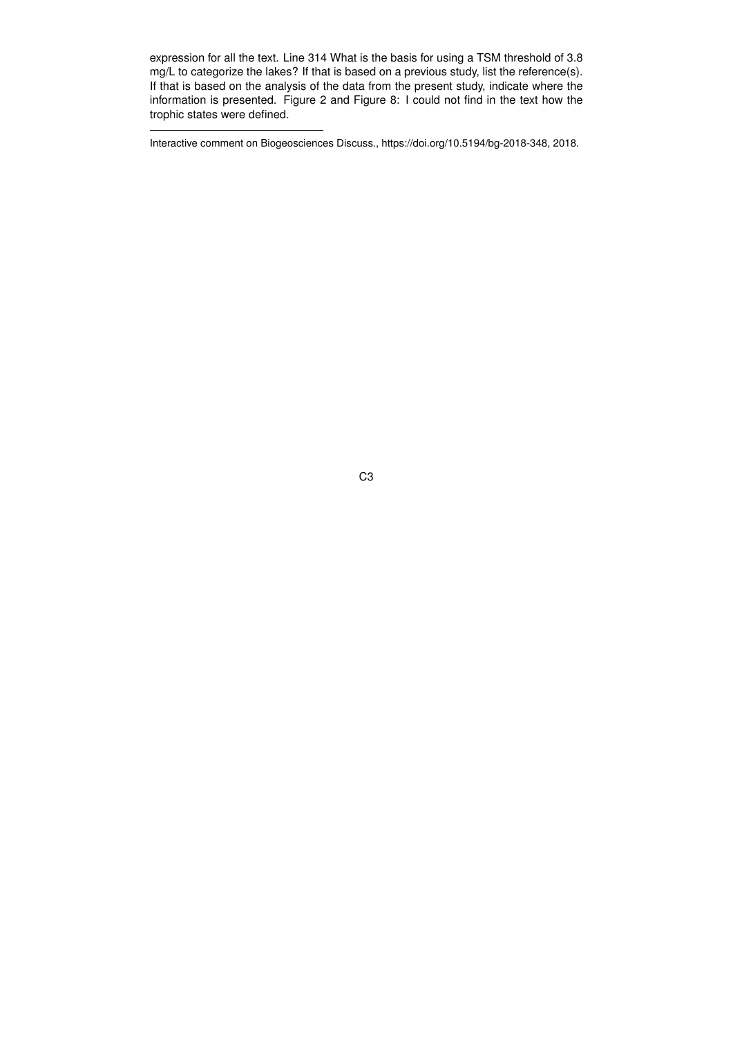expression for all the text. Line 314 What is the basis for using a TSM threshold of 3.8 mg/L to categorize the lakes? If that is based on a previous study, list the reference(s). If that is based on the analysis of the data from the present study, indicate where the information is presented. Figure 2 and Figure 8: I could not find in the text how the trophic states were defined.

---

Interactive comment on Biogeosciences Discuss., https://doi.org/10.5194/bg-2018-348, 2018.